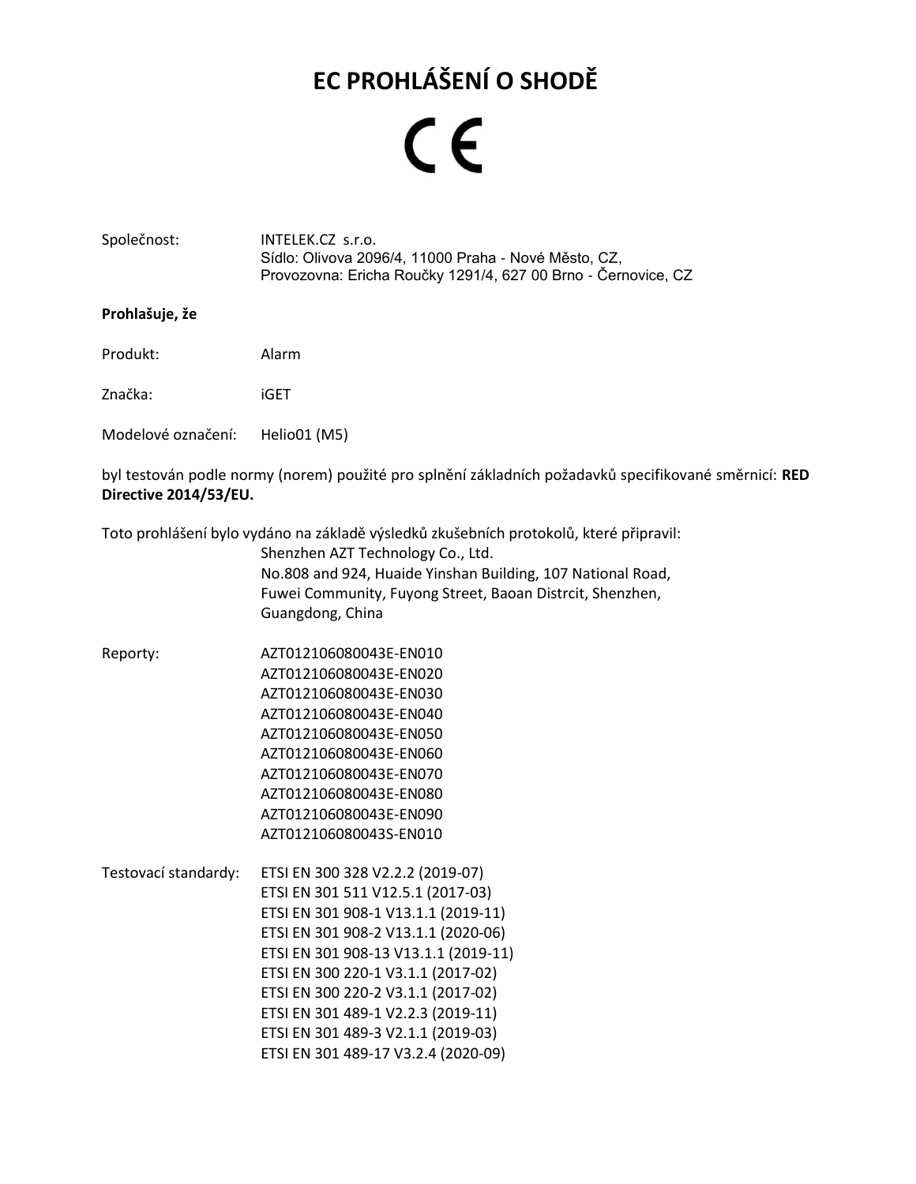# EC PROHLÁŠENÍ O SHODĚ

CE

Společnost: INTELEK.CZ s.r.o.
Sídlo: Olivova 2096/4, 11000 Praha - Nové Město, CZ,
Provozovna: Ericha Roučky 1291/4, 627 00 Brno - Černovice, CZ

**Prohlašuje, že**

Produkt: Alarm

Značka: iGET

Modelové označení: Helio01 (M5)

byl testován podle normy (norem) použité pro splnění základních požadavků specifikované směrnicí: **RED Directive 2014/53/EU.**

Toto prohlášení bylo vydáno na základě výsledků zkušebních protokolů, které připravil:
Shenzhen AZT Technology Co., Ltd.
No.808 and 924, Huaide Yinshan Building, 107 National Road,
Fuwei Community, Fuyong Street, Baoan Distrcit, Shenzhen,
Guangdong, China

Reporty:
AZT012106080043E-EN010
AZT012106080043E-EN020
AZT012106080043E-EN030
AZT012106080043E-EN040
AZT012106080043E-EN050
AZT012106080043E-EN060
AZT012106080043E-EN070
AZT012106080043E-EN080
AZT012106080043E-EN090
AZT012106080043S-EN010

Testovací standardy:
ETSI EN 300 328 V2.2.2 (2019-07)
ETSI EN 301 511 V12.5.1 (2017-03)
ETSI EN 301 908-1 V13.1.1 (2019-11)
ETSI EN 301 908-2 V13.1.1 (2020-06)
ETSI EN 301 908-13 V13.1.1 (2019-11)
ETSI EN 300 220-1 V3.1.1 (2017-02)
ETSI EN 300 220-2 V3.1.1 (2017-02)
ETSI EN 301 489-1 V2.2.3 (2019-11)
ETSI EN 301 489-3 V2.1.1 (2019-03)
ETSI EN 301 489-17 V3.2.4 (2020-09)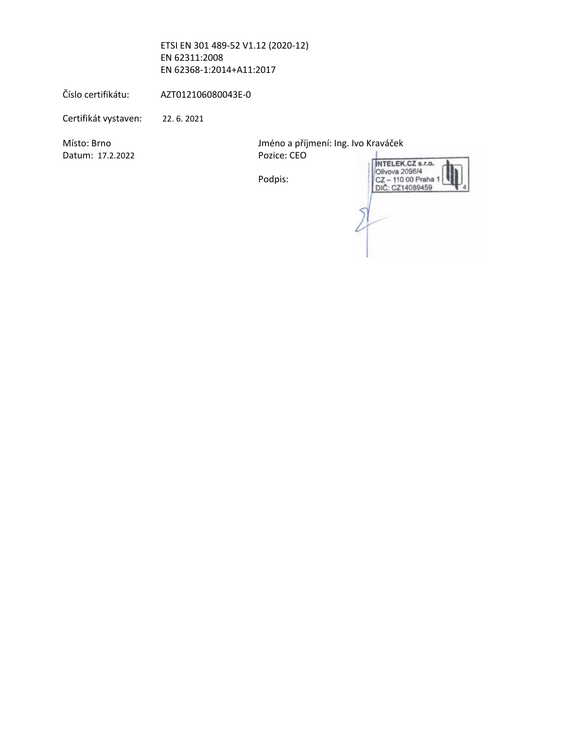ETSI EN 301 489-52 V1.12 (2020-12)
EN 62311:2008
EN 62368-1:2014+A11:2017

Číslo certifikátu: AZT012106080043E-0

Certifikát vystaven: 22. 6. 2021

Místo: Brno
Datum: 17.2.2022

Jméno a příjmení: Ing. Ivo Kraváček
Pozice: CEO

Podpis:

INTELEK.CZ s.r.o.
Olivova 2096/4
CZ – 110 00 Praha 1
DIČ: CZ14089459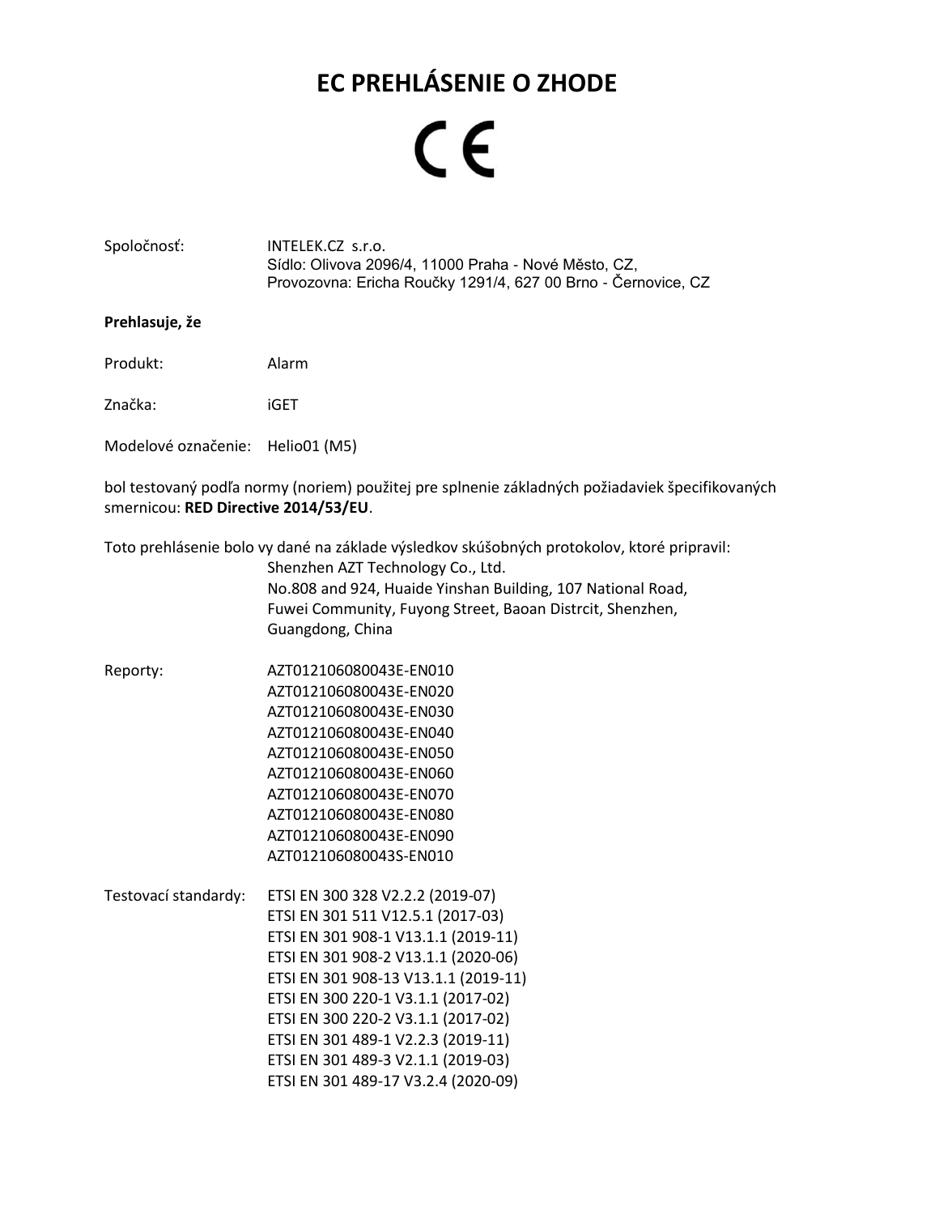# EC PREHLÁSENIE O ZHODE

CE

Spoločnosť: INTELEK.CZ s.r.o.
Sídlo: Olivova 2096/4, 11000 Praha - Nové Město, CZ,
Provozovna: Ericha Roučky 1291/4, 627 00 Brno - Černovice, CZ

**Prehlasuje, že**

Produkt: Alarm

Značka: iGET

Modelové označenie: Helio01 (M5)

bol testovaný podľa normy (noriem) použitej pre splnenie základných požiadaviek špecifikovaných smernicou: **RED Directive 2014/53/EU**.

Toto prehlásenie bolo vy dané na základe výsledkov skúšobných protokolov, ktoré pripravil:
Shenzhen AZT Technology Co., Ltd.
No.808 and 924, Huaide Yinshan Building, 107 National Road,
Fuwei Community, Fuyong Street, Baoan Distrcit, Shenzhen,
Guangdong, China

Reporty:
AZT012106080043E-EN010
AZT012106080043E-EN020
AZT012106080043E-EN030
AZT012106080043E-EN040
AZT012106080043E-EN050
AZT012106080043E-EN060
AZT012106080043E-EN070
AZT012106080043E-EN080
AZT012106080043E-EN090
AZT012106080043S-EN010

Testovací standardy:
ETSI EN 300 328 V2.2.2 (2019-07)
ETSI EN 301 511 V12.5.1 (2017-03)
ETSI EN 301 908-1 V13.1.1 (2019-11)
ETSI EN 301 908-2 V13.1.1 (2020-06)
ETSI EN 301 908-13 V13.1.1 (2019-11)
ETSI EN 300 220-1 V3.1.1 (2017-02)
ETSI EN 300 220-2 V3.1.1 (2017-02)
ETSI EN 301 489-1 V2.2.3 (2019-11)
ETSI EN 301 489-3 V2.1.1 (2019-03)
ETSI EN 301 489-17 V3.2.4 (2020-09)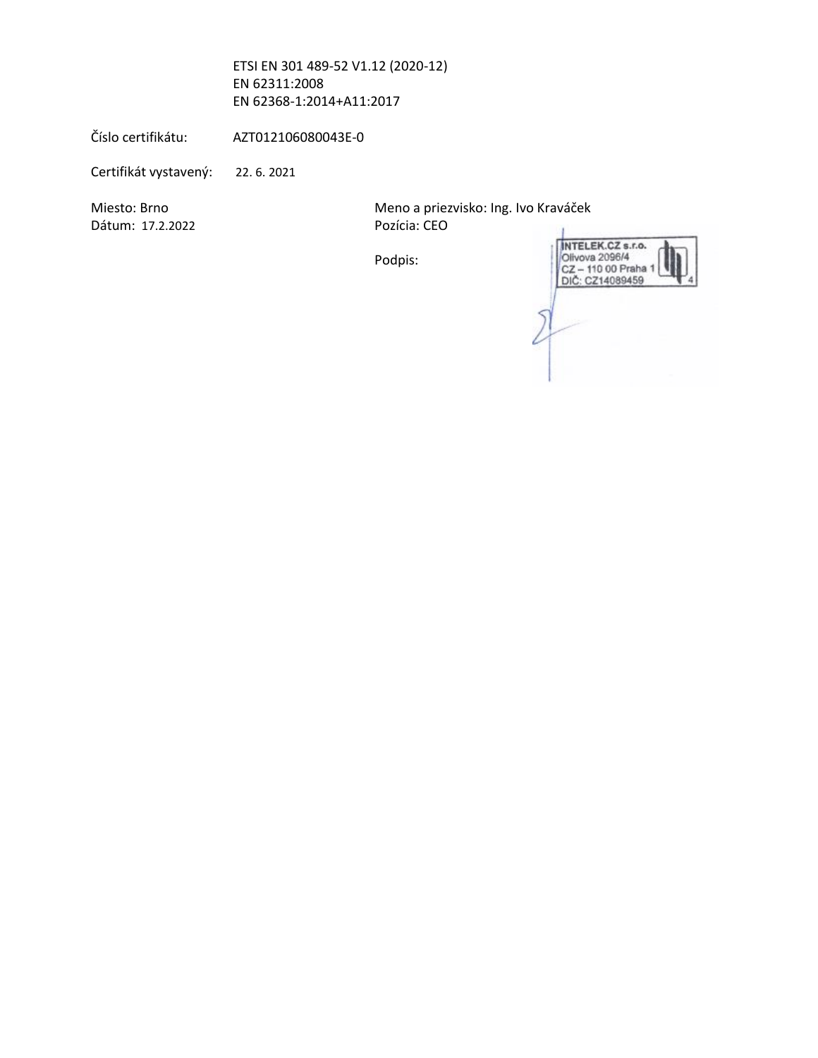ETSI EN 301 489-52 V1.12 (2020-12)
EN 62311:2008
EN 62368-1:2014+A11:2017

Číslo certifikátu: AZT012106080043E-0

Certifikát vystavený: 22. 6. 2021

Miesto: Brno
Dátum: 17.2.2022

Meno a priezvisko: Ing. Ivo Kraváček
Pozícia: CEO

Podpis:

INTELEK.CZ s.r.o.
Olivova 2096/4
CZ – 110 00 Praha 1
DIČ: CZ14089459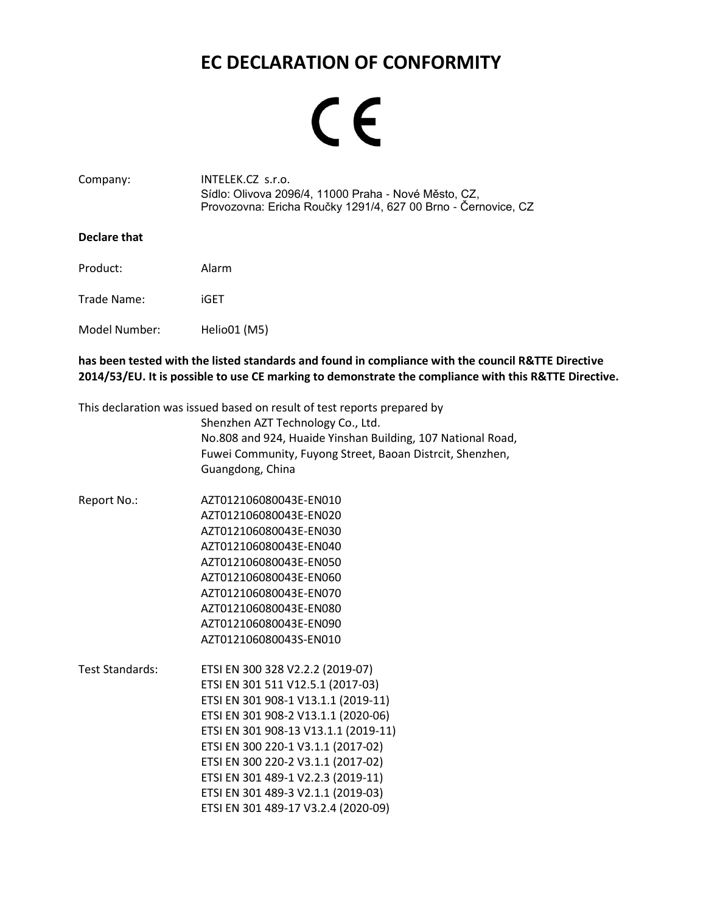# EC DECLARATION OF CONFORMITY

CE

Company: INTELEK.CZ s.r.o.
Sídlo: Olivova 2096/4, 11000 Praha - Nové Město, CZ,
Provozovna: Ericha Roučky 1291/4, 627 00 Brno - Černovice, CZ

**Declare that**

Product: Alarm

Trade Name: iGET

Model Number: Helio01 (M5)

**has been tested with the listed standards and found in compliance with the council R&TTE Directive 2014/53/EU. It is possible to use CE marking to demonstrate the compliance with this R&TTE Directive.**

This declaration was issued based on result of test reports prepared by
Shenzhen AZT Technology Co., Ltd.
No.808 and 924, Huaide Yinshan Building, 107 National Road,
Fuwei Community, Fuyong Street, Baoan Distrcit, Shenzhen,
Guangdong, China

Report No.:
AZT012106080043E-EN010
AZT012106080043E-EN020
AZT012106080043E-EN030
AZT012106080043E-EN040
AZT012106080043E-EN050
AZT012106080043E-EN060
AZT012106080043E-EN070
AZT012106080043E-EN080
AZT012106080043E-EN090
AZT012106080043S-EN010

Test Standards:
ETSI EN 300 328 V2.2.2 (2019-07)
ETSI EN 301 511 V12.5.1 (2017-03)
ETSI EN 301 908-1 V13.1.1 (2019-11)
ETSI EN 301 908-2 V13.1.1 (2020-06)
ETSI EN 301 908-13 V13.1.1 (2019-11)
ETSI EN 300 220-1 V3.1.1 (2017-02)
ETSI EN 300 220-2 V3.1.1 (2017-02)
ETSI EN 301 489-1 V2.2.3 (2019-11)
ETSI EN 301 489-3 V2.1.1 (2019-03)
ETSI EN 301 489-17 V3.2.4 (2020-09)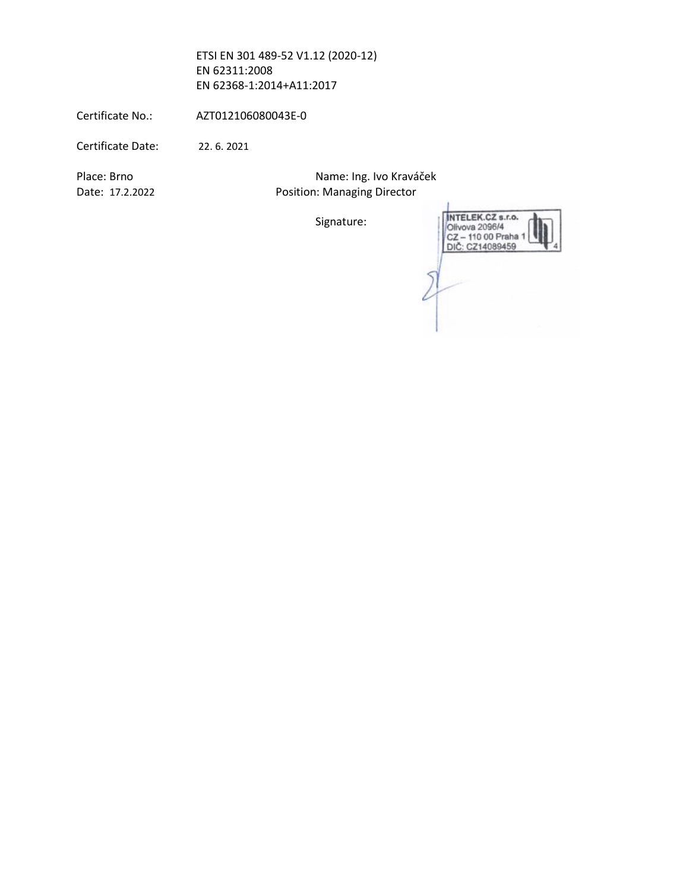ETSI EN 301 489-52 V1.12 (2020-12)
EN 62311:2008
EN 62368-1:2014+A11:2017

Certificate No.: AZT012106080043E-0

Certificate Date: 22. 6. 2021

Place: Brno
Date: 17.2.2022

Name: Ing. Ivo Kraváček
Position: Managing Director

Signature:

INTELEK.CZ s.r.o.
Olivova 2096/4
CZ – 110 00 Praha 1
DIČ: CZ14089459